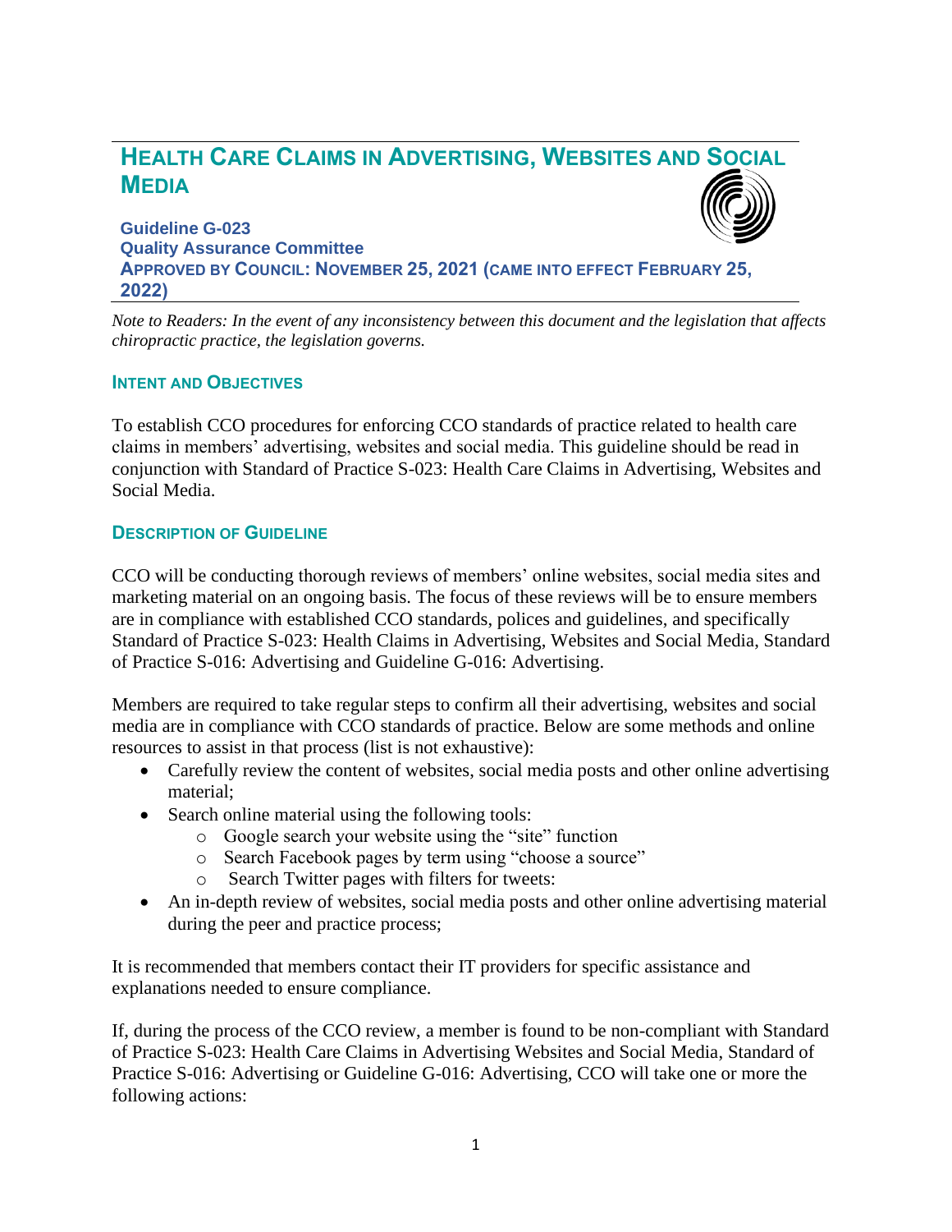# Health Care Claims in Advertising, Websites and Social Media

**Guideline G-023**
**Quality Assurance Committee**
**Approved by Council: November 25, 2021 (came into effect February 25, 2022)**

*Note to Readers: In the event of any inconsistency between this document and the legislation that affects chiropractic practice, the legislation governs.*

## Intent and Objectives

To establish CCO procedures for enforcing CCO standards of practice related to health care claims in members' advertising, websites and social media. This guideline should be read in conjunction with Standard of Practice S-023: Health Care Claims in Advertising, Websites and Social Media.

## Description of Guideline

CCO will be conducting thorough reviews of members' online websites, social media sites and marketing material on an ongoing basis. The focus of these reviews will be to ensure members are in compliance with established CCO standards, polices and guidelines, and specifically Standard of Practice S-023: Health Claims in Advertising, Websites and Social Media, Standard of Practice S-016: Advertising and Guideline G-016: Advertising.

Members are required to take regular steps to confirm all their advertising, websites and social media are in compliance with CCO standards of practice. Below are some methods and online resources to assist in that process (list is not exhaustive):

- Carefully review the content of websites, social media posts and other online advertising material;
- Search online material using the following tools:
  - Google search your website using the "site" function
  - Search Facebook pages by term using "choose a source"
  - Search Twitter pages with filters for tweets:
- An in-depth review of websites, social media posts and other online advertising material during the peer and practice process;

It is recommended that members contact their IT providers for specific assistance and explanations needed to ensure compliance.

If, during the process of the CCO review, a member is found to be non-compliant with Standard of Practice S-023: Health Care Claims in Advertising Websites and Social Media, Standard of Practice S-016: Advertising or Guideline G-016: Advertising, CCO will take one or more the following actions: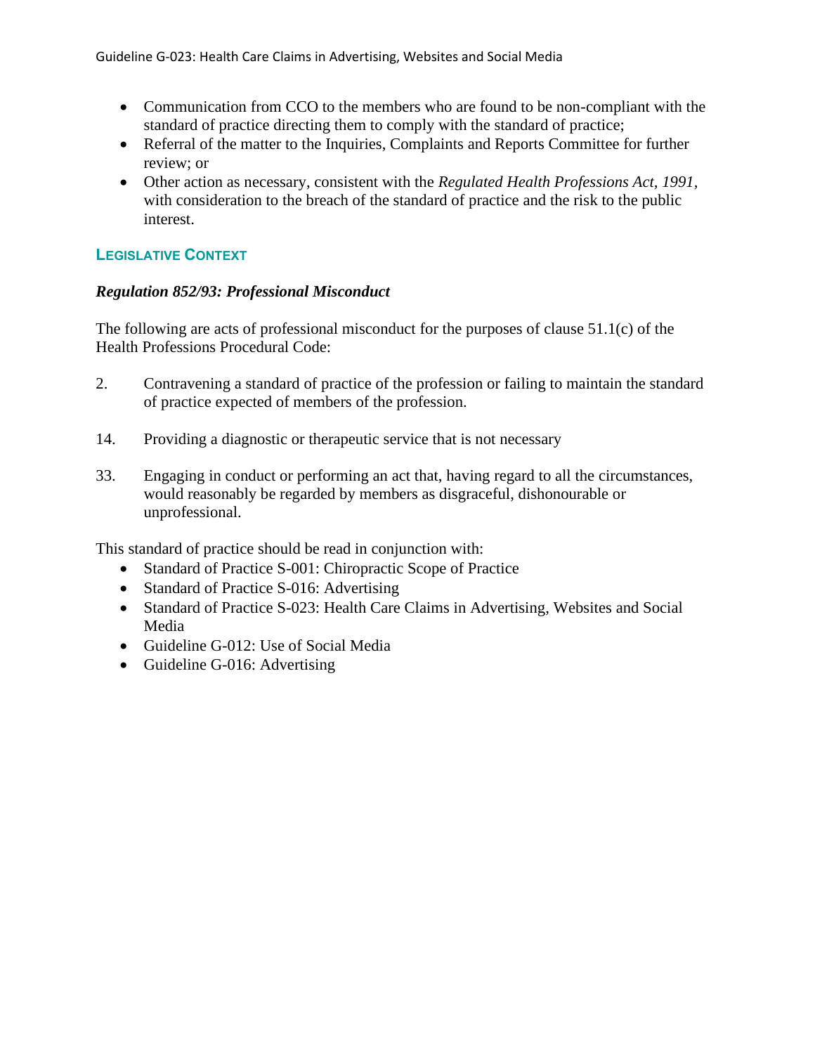- Communication from CCO to the members who are found to be non-compliant with the standard of practice directing them to comply with the standard of practice;
- Referral of the matter to the Inquiries, Complaints and Reports Committee for further review; or
- Other action as necessary, consistent with the *Regulated Health Professions Act, 1991*, with consideration to the breach of the standard of practice and the risk to the public interest.

## LEGISLATIVE CONTEXT

***Regulation 852/93: Professional Misconduct***

The following are acts of professional misconduct for the purposes of clause 51.1(c) of the Health Professions Procedural Code:

2. Contravening a standard of practice of the profession or failing to maintain the standard of practice expected of members of the profession.

14. Providing a diagnostic or therapeutic service that is not necessary

33. Engaging in conduct or performing an act that, having regard to all the circumstances, would reasonably be regarded by members as disgraceful, dishonourable or unprofessional.

This standard of practice should be read in conjunction with:

- Standard of Practice S-001: Chiropractic Scope of Practice
- Standard of Practice S-016: Advertising
- Standard of Practice S-023: Health Care Claims in Advertising, Websites and Social Media
- Guideline G-012: Use of Social Media
- Guideline G-016: Advertising